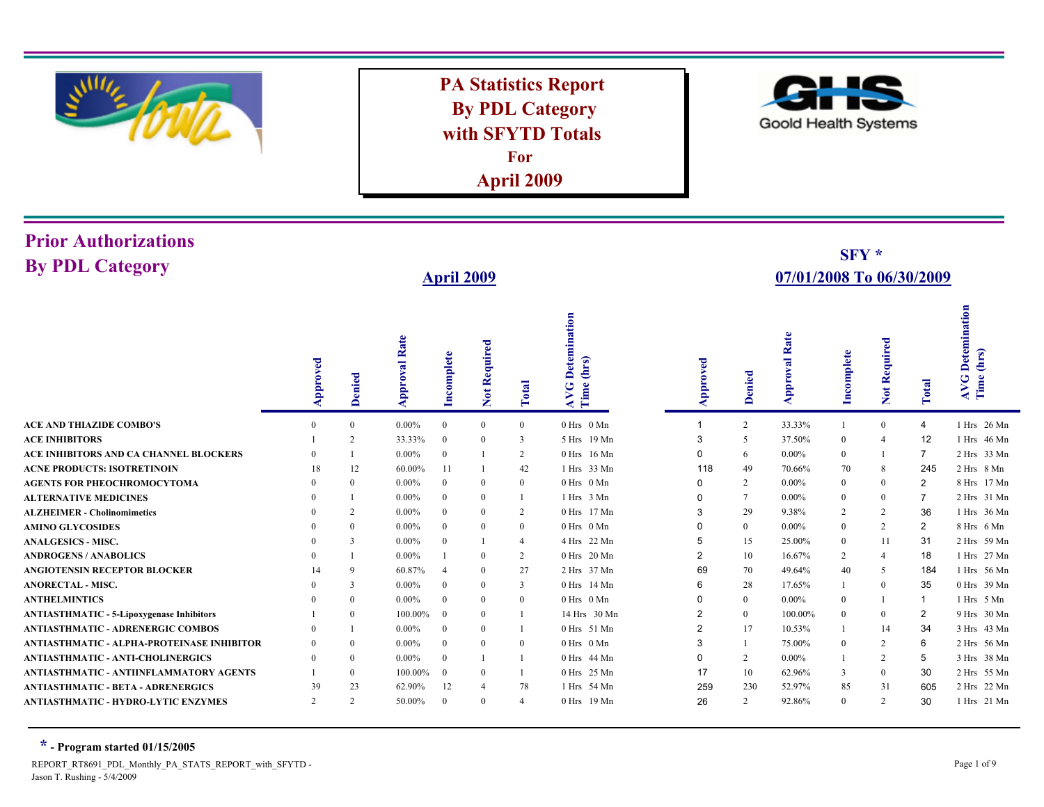# PA Statistics Report By PDL Category with SFYTD Totals For April 2009

## Prior Authorizations By PDL Category

| | April 2009 | | | | | | | SFY * 07/01/2008 To 06/30/2009 | | | | | | |
|---|---|---|---|---|---|---|---|---|---|---|---|---|---|---|
| | Approved | Denied | Approval Rate | Incomplete | Not Required | Total | AVG Detemination Time (hrs) | Approved | Denied | Approval Rate | Incomplete | Not Required | Total | AVG Detemination Time (hrs) |
| ACE AND THIAZIDE COMBO'S | 0 | 0 | 0.00% | 0 | 0 | 0 | 0 Hrs 0 Mn | 1 | 2 | 33.33% | 1 | 0 | 4 | 1 Hrs 26 Mn |
| ACE INHIBITORS | 1 | 2 | 33.33% | 0 | 0 | 3 | 5 Hrs 19 Mn | 3 | 5 | 37.50% | 0 | 4 | 12 | 1 Hrs 46 Mn |
| ACE INHIBITORS AND CA CHANNEL BLOCKERS | 0 | 1 | 0.00% | 0 | 1 | 2 | 0 Hrs 16 Mn | 0 | 6 | 0.00% | 0 | 1 | 7 | 2 Hrs 33 Mn |
| ACNE PRODUCTS: ISOTRETINOIN | 18 | 12 | 60.00% | 11 | 1 | 42 | 1 Hrs 33 Mn | 118 | 49 | 70.66% | 70 | 8 | 245 | 2 Hrs 8 Mn |
| AGENTS FOR PHEOCHROMOCYTOMA | 0 | 0 | 0.00% | 0 | 0 | 0 | 0 Hrs 0 Mn | 0 | 2 | 0.00% | 0 | 0 | 2 | 8 Hrs 17 Mn |
| ALTERNATIVE MEDICINES | 0 | 1 | 0.00% | 0 | 0 | 1 | 1 Hrs 3 Mn | 0 | 7 | 0.00% | 0 | 0 | 7 | 2 Hrs 31 Mn |
| ALZHEIMER - Cholinomimetics | 0 | 2 | 0.00% | 0 | 0 | 2 | 0 Hrs 17 Mn | 3 | 29 | 9.38% | 2 | 2 | 36 | 1 Hrs 36 Mn |
| AMINO GLYCOSIDES | 0 | 0 | 0.00% | 0 | 0 | 0 | 0 Hrs 0 Mn | 0 | 0 | 0.00% | 0 | 2 | 2 | 8 Hrs 6 Mn |
| ANALGESICS - MISC. | 0 | 3 | 0.00% | 0 | 1 | 4 | 4 Hrs 22 Mn | 5 | 15 | 25.00% | 0 | 11 | 31 | 2 Hrs 59 Mn |
| ANDROGENS / ANABOLICS | 0 | 1 | 0.00% | 1 | 0 | 2 | 0 Hrs 20 Mn | 2 | 10 | 16.67% | 2 | 4 | 18 | 1 Hrs 27 Mn |
| ANGIOTENSIN RECEPTOR BLOCKER | 14 | 9 | 60.87% | 4 | 0 | 27 | 2 Hrs 37 Mn | 69 | 70 | 49.64% | 40 | 5 | 184 | 1 Hrs 56 Mn |
| ANORECTAL - MISC. | 0 | 3 | 0.00% | 0 | 0 | 3 | 0 Hrs 14 Mn | 6 | 28 | 17.65% | 1 | 0 | 35 | 0 Hrs 39 Mn |
| ANTHELMINTICS | 0 | 0 | 0.00% | 0 | 0 | 0 | 0 Hrs 0 Mn | 0 | 0 | 0.00% | 0 | 1 | 1 | 1 Hrs 5 Mn |
| ANTIASTHMATIC - 5-Lipoxygenase Inhibitors | 1 | 0 | 100.00% | 0 | 0 | 1 | 14 Hrs 30 Mn | 2 | 0 | 100.00% | 0 | 0 | 2 | 9 Hrs 30 Mn |
| ANTIASTHMATIC - ADRENERGIC COMBOS | 0 | 1 | 0.00% | 0 | 0 | 1 | 0 Hrs 51 Mn | 2 | 17 | 10.53% | 1 | 14 | 34 | 3 Hrs 43 Mn |
| ANTIASTHMATIC - ALPHA-PROTEINASE INHIBITOR | 0 | 0 | 0.00% | 0 | 0 | 0 | 0 Hrs 0 Mn | 3 | 1 | 75.00% | 0 | 2 | 6 | 2 Hrs 56 Mn |
| ANTIASTHMATIC - ANTI-CHOLINERGICS | 0 | 0 | 0.00% | 0 | 1 | 1 | 0 Hrs 44 Mn | 0 | 2 | 0.00% | 1 | 2 | 5 | 3 Hrs 38 Mn |
| ANTIASTHMATIC - ANTIINFLAMMATORY AGENTS | 1 | 0 | 100.00% | 0 | 0 | 1 | 0 Hrs 25 Mn | 17 | 10 | 62.96% | 3 | 0 | 30 | 2 Hrs 55 Mn |
| ANTIASTHMATIC - BETA - ADRENERGICS | 39 | 23 | 62.90% | 12 | 4 | 78 | 1 Hrs 54 Mn | 259 | 230 | 52.97% | 85 | 31 | 605 | 2 Hrs 22 Mn |
| ANTIASTHMATIC - HYDRO-LYTIC ENZYMES | 2 | 2 | 50.00% | 0 | 0 | 4 | 0 Hrs 19 Mn | 26 | 2 | 92.86% | 0 | 2 | 30 | 1 Hrs 21 Mn |

\* - Program started 01/15/2005

REPORT_RT8691_PDL_Monthly_PA_STATS_REPORT_with_SFYTD - Jason T. Rushing - 5/4/2009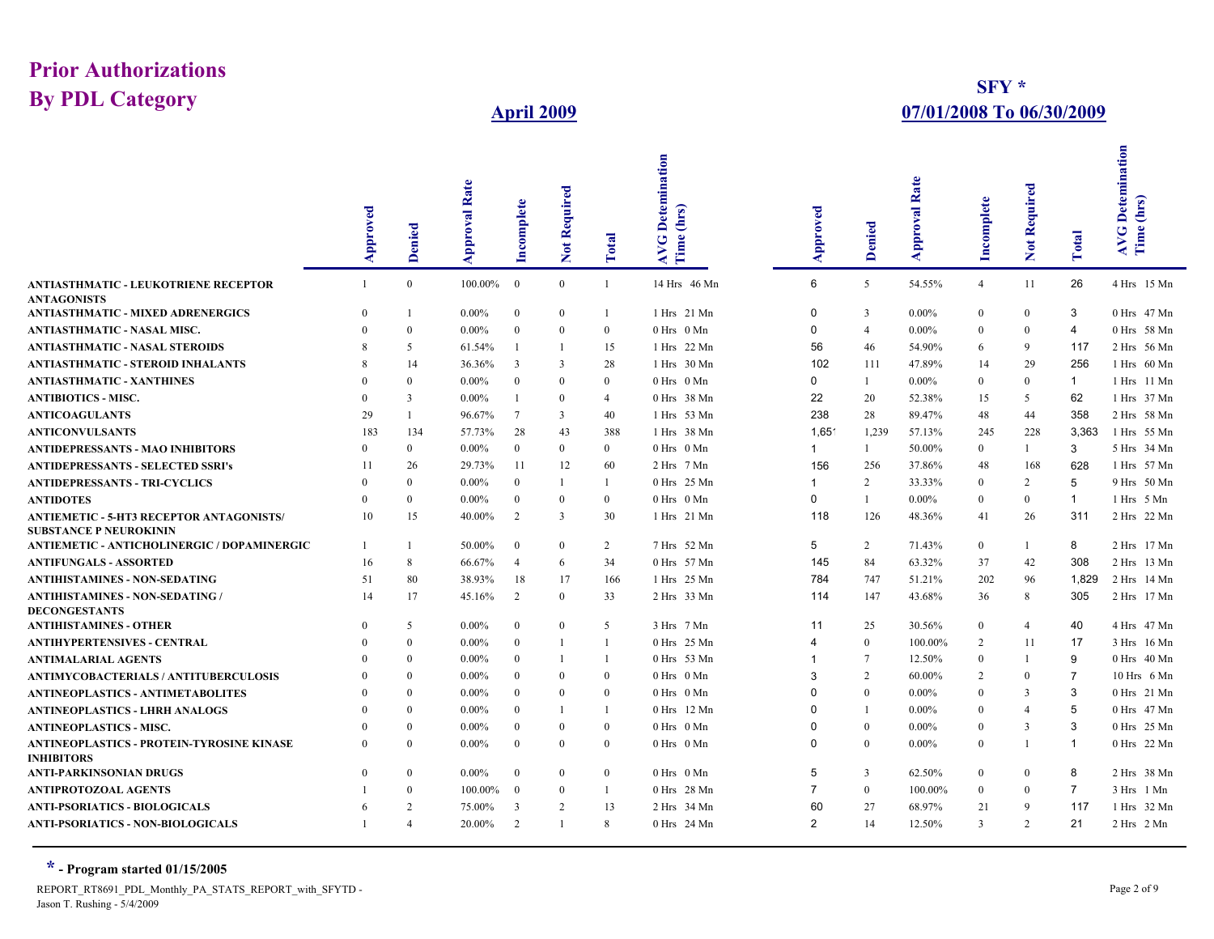# Prior Authorizations By PDL Category

| | April 2009 | | | | | | | SFY * 07/01/2008 To 06/30/2009 | | | | | | |
|---|---|---|---|---|---|---|---|---|---|---|---|---|---|---|
| | Approved | Denied | Approval Rate | Incomplete | Not Required | Total | AVG Detemination Time (hrs) | Approved | Denied | Approval Rate | Incomplete | Not Required | Total | AVG Detemination Time (hrs) |
| ANTIASTHMATIC - LEUKOTRIENE RECEPTOR ANTAGONISTS | 1 | 0 | 100.00% | 0 | 0 | 1 | 14 Hrs 46 Mn | 6 | 5 | 54.55% | 4 | 11 | 26 | 4 Hrs 15 Mn |
| ANTIASTHMATIC - MIXED ADRENERGICS | 0 | 1 | 0.00% | 0 | 0 | 1 | 1 Hrs 21 Mn | 0 | 3 | 0.00% | 0 | 0 | 3 | 0 Hrs 47 Mn |
| ANTIASTHMATIC - NASAL MISC. | 0 | 0 | 0.00% | 0 | 0 | 0 | 0 Hrs 0 Mn | 0 | 4 | 0.00% | 0 | 0 | 4 | 0 Hrs 58 Mn |
| ANTIASTHMATIC - NASAL STEROIDS | 8 | 5 | 61.54% | 1 | 1 | 15 | 1 Hrs 22 Mn | 56 | 46 | 54.90% | 6 | 9 | 117 | 2 Hrs 56 Mn |
| ANTIASTHMATIC - STEROID INHALANTS | 8 | 14 | 36.36% | 3 | 3 | 28 | 1 Hrs 30 Mn | 102 | 111 | 47.89% | 14 | 29 | 256 | 1 Hrs 60 Mn |
| ANTIASTHMATIC - XANTHINES | 0 | 0 | 0.00% | 0 | 0 | 0 | 0 Hrs 0 Mn | 0 | 1 | 0.00% | 0 | 0 | 1 | 1 Hrs 11 Mn |
| ANTIBIOTICS - MISC. | 0 | 3 | 0.00% | 1 | 0 | 4 | 0 Hrs 38 Mn | 22 | 20 | 52.38% | 15 | 5 | 62 | 1 Hrs 37 Mn |
| ANTICOAGULANTS | 29 | 1 | 96.67% | 7 | 3 | 40 | 1 Hrs 53 Mn | 238 | 28 | 89.47% | 48 | 44 | 358 | 2 Hrs 58 Mn |
| ANTICONVULSANTS | 183 | 134 | 57.73% | 28 | 43 | 388 | 1 Hrs 38 Mn | 1,651 | 1,239 | 57.13% | 245 | 228 | 3,363 | 1 Hrs 55 Mn |
| ANTIDEPRESSANTS - MAO INHIBITORS | 0 | 0 | 0.00% | 0 | 0 | 0 | 0 Hrs 0 Mn | 1 | 1 | 50.00% | 0 | 1 | 3 | 5 Hrs 34 Mn |
| ANTIDEPRESSANTS - SELECTED SSRI's | 11 | 26 | 29.73% | 11 | 12 | 60 | 2 Hrs 7 Mn | 156 | 256 | 37.86% | 48 | 168 | 628 | 1 Hrs 57 Mn |
| ANTIDEPRESSANTS - TRI-CYCLICS | 0 | 0 | 0.00% | 0 | 1 | 1 | 0 Hrs 25 Mn | 1 | 2 | 33.33% | 0 | 2 | 5 | 9 Hrs 50 Mn |
| ANTIDOTES | 0 | 0 | 0.00% | 0 | 0 | 0 | 0 Hrs 0 Mn | 0 | 1 | 0.00% | 0 | 0 | 1 | 1 Hrs 5 Mn |
| ANTIEMETIC - 5-HT3 RECEPTOR ANTAGONISTS/ SUBSTANCE P NEUROKININ | 10 | 15 | 40.00% | 2 | 3 | 30 | 1 Hrs 21 Mn | 118 | 126 | 48.36% | 41 | 26 | 311 | 2 Hrs 22 Mn |
| ANTIEMETIC - ANTICHOLINERGIC / DOPAMINERGIC | 1 | 1 | 50.00% | 0 | 0 | 2 | 7 Hrs 52 Mn | 5 | 2 | 71.43% | 0 | 1 | 8 | 2 Hrs 17 Mn |
| ANTIFUNGALS - ASSORTED | 16 | 8 | 66.67% | 4 | 6 | 34 | 0 Hrs 57 Mn | 145 | 84 | 63.32% | 37 | 42 | 308 | 2 Hrs 13 Mn |
| ANTIHISTAMINES - NON-SEDATING | 51 | 80 | 38.93% | 18 | 17 | 166 | 1 Hrs 25 Mn | 784 | 747 | 51.21% | 202 | 96 | 1,829 | 2 Hrs 14 Mn |
| ANTIHISTAMINES - NON-SEDATING / DECONGESTANTS | 14 | 17 | 45.16% | 2 | 0 | 33 | 2 Hrs 33 Mn | 114 | 147 | 43.68% | 36 | 8 | 305 | 2 Hrs 17 Mn |
| ANTIHISTAMINES - OTHER | 0 | 5 | 0.00% | 0 | 0 | 5 | 3 Hrs 7 Mn | 11 | 25 | 30.56% | 0 | 4 | 40 | 4 Hrs 47 Mn |
| ANTIHYPERTENSIVES - CENTRAL | 0 | 0 | 0.00% | 0 | 1 | 1 | 0 Hrs 25 Mn | 4 | 0 | 100.00% | 2 | 11 | 17 | 3 Hrs 16 Mn |
| ANTIMALARIAL AGENTS | 0 | 0 | 0.00% | 0 | 1 | 1 | 0 Hrs 53 Mn | 1 | 7 | 12.50% | 0 | 1 | 9 | 0 Hrs 40 Mn |
| ANTIMYCOBACTERIALS / ANTITUBERCULOSIS | 0 | 0 | 0.00% | 0 | 0 | 0 | 0 Hrs 0 Mn | 3 | 2 | 60.00% | 2 | 0 | 7 | 10 Hrs 6 Mn |
| ANTINEOPLASTICS - ANTIMETABOLITES | 0 | 0 | 0.00% | 0 | 0 | 0 | 0 Hrs 0 Mn | 0 | 0 | 0.00% | 0 | 3 | 3 | 0 Hrs 21 Mn |
| ANTINEOPLASTICS - LHRH ANALOGS | 0 | 0 | 0.00% | 0 | 1 | 1 | 0 Hrs 12 Mn | 0 | 1 | 0.00% | 0 | 4 | 5 | 0 Hrs 47 Mn |
| ANTINEOPLASTICS - MISC. | 0 | 0 | 0.00% | 0 | 0 | 0 | 0 Hrs 0 Mn | 0 | 0 | 0.00% | 0 | 3 | 3 | 0 Hrs 25 Mn |
| ANTINEOPLASTICS - PROTEIN-TYROSINE KINASE INHIBITORS | 0 | 0 | 0.00% | 0 | 0 | 0 | 0 Hrs 0 Mn | 0 | 0 | 0.00% | 0 | 1 | 1 | 0 Hrs 22 Mn |
| ANTI-PARKINSONIAN DRUGS | 0 | 0 | 0.00% | 0 | 0 | 0 | 0 Hrs 0 Mn | 5 | 3 | 62.50% | 0 | 0 | 8 | 2 Hrs 38 Mn |
| ANTIPROTOZOAL AGENTS | 1 | 0 | 100.00% | 0 | 0 | 1 | 0 Hrs 28 Mn | 7 | 0 | 100.00% | 0 | 0 | 7 | 3 Hrs 1 Mn |
| ANTI-PSORIATICS - BIOLOGICALS | 6 | 2 | 75.00% | 3 | 2 | 13 | 2 Hrs 34 Mn | 60 | 27 | 68.97% | 21 | 9 | 117 | 1 Hrs 32 Mn |
| ANTI-PSORIATICS - NON-BIOLOGICALS | 1 | 4 | 20.00% | 2 | 1 | 8 | 0 Hrs 24 Mn | 2 | 14 | 12.50% | 3 | 2 | 21 | 2 Hrs 2 Mn |

**\* - Program started 01/15/2005**

REPORT_RT8691_PDL_Monthly_PA_STATS_REPORT_with_SFYTD -
Jason T. Rushing - 5/4/2009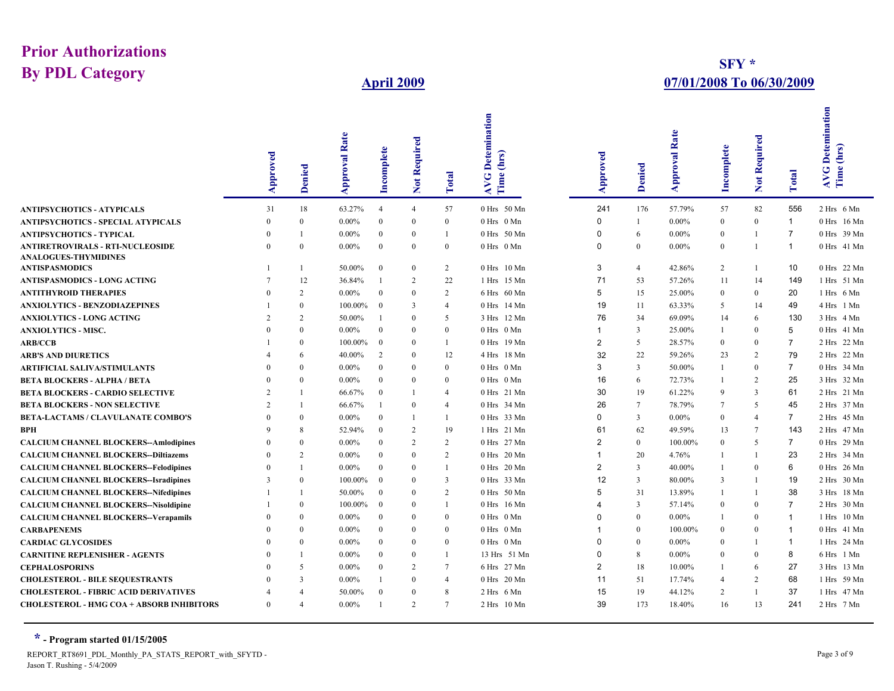# Prior Authorizations By PDL Category

| | April 2009 | | | | | | | SFY * 07/01/2008 To 06/30/2009 | | | | | | |
|---|---|---|---|---|---|---|---|---|---|---|---|---|---|---|
| | Approved | Denied | Approval Rate | Incomplete | Not Required | Total | AVG Detemination Time (hrs) | Approved | Denied | Approval Rate | Incomplete | Not Required | Total | AVG Detemination Time (hrs) |
| **ANTIPSYCHOTICS - ATYPICALS** | 31 | 18 | 63.27% | 4 | 4 | 57 | 0 Hrs 50 Mn | 241 | 176 | 57.79% | 57 | 82 | 556 | 2 Hrs 6 Mn |
| **ANTIPSYCHOTICS - SPECIAL ATYPICALS** | 0 | 0 | 0.00% | 0 | 0 | 0 | 0 Hrs 0 Mn | 0 | 1 | 0.00% | 0 | 0 | 1 | 0 Hrs 16 Mn |
| **ANTIPSYCHOTICS - TYPICAL** | 0 | 1 | 0.00% | 0 | 0 | 1 | 0 Hrs 50 Mn | 0 | 6 | 0.00% | 0 | 1 | 7 | 0 Hrs 39 Mn |
| **ANTIRETROVIRALS - RTI-NUCLEOSIDE ANALOGUES-THYMIDINES** | 0 | 0 | 0.00% | 0 | 0 | 0 | 0 Hrs 0 Mn | 0 | 0 | 0.00% | 0 | 1 | 1 | 0 Hrs 41 Mn |
| **ANTISPASMODICS** | 1 | 1 | 50.00% | 0 | 0 | 2 | 0 Hrs 10 Mn | 3 | 4 | 42.86% | 2 | 1 | 10 | 0 Hrs 22 Mn |
| **ANTISPASMODICS - LONG ACTING** | 7 | 12 | 36.84% | 1 | 2 | 22 | 1 Hrs 15 Mn | 71 | 53 | 57.26% | 11 | 14 | 149 | 1 Hrs 51 Mn |
| **ANTITHYROID THERAPIES** | 0 | 2 | 0.00% | 0 | 0 | 2 | 6 Hrs 60 Mn | 5 | 15 | 25.00% | 0 | 0 | 20 | 1 Hrs 6 Mn |
| **ANXIOLYTICS - BENZODIAZEPINES** | 1 | 0 | 100.00% | 0 | 3 | 4 | 0 Hrs 14 Mn | 19 | 11 | 63.33% | 5 | 14 | 49 | 4 Hrs 1 Mn |
| **ANXIOLYTICS - LONG ACTING** | 2 | 2 | 50.00% | 1 | 0 | 5 | 3 Hrs 12 Mn | 76 | 34 | 69.09% | 14 | 6 | 130 | 3 Hrs 4 Mn |
| **ANXIOLYTICS - MISC.** | 0 | 0 | 0.00% | 0 | 0 | 0 | 0 Hrs 0 Mn | 1 | 3 | 25.00% | 1 | 0 | 5 | 0 Hrs 41 Mn |
| **ARB/CCB** | 1 | 0 | 100.00% | 0 | 0 | 1 | 0 Hrs 19 Mn | 2 | 5 | 28.57% | 0 | 0 | 7 | 2 Hrs 22 Mn |
| **ARB'S AND DIURETICS** | 4 | 6 | 40.00% | 2 | 0 | 12 | 4 Hrs 18 Mn | 32 | 22 | 59.26% | 23 | 2 | 79 | 2 Hrs 22 Mn |
| **ARTIFICIAL SALIVA/STIMULANTS** | 0 | 0 | 0.00% | 0 | 0 | 0 | 0 Hrs 0 Mn | 3 | 3 | 50.00% | 1 | 0 | 7 | 0 Hrs 34 Mn |
| **BETA BLOCKERS - ALPHA / BETA** | 0 | 0 | 0.00% | 0 | 0 | 0 | 0 Hrs 0 Mn | 16 | 6 | 72.73% | 1 | 2 | 25 | 3 Hrs 32 Mn |
| **BETA BLOCKERS - CARDIO SELECTIVE** | 2 | 1 | 66.67% | 0 | 1 | 4 | 0 Hrs 21 Mn | 30 | 19 | 61.22% | 9 | 3 | 61 | 2 Hrs 21 Mn |
| **BETA BLOCKERS - NON SELECTIVE** | 2 | 1 | 66.67% | 1 | 0 | 4 | 0 Hrs 34 Mn | 26 | 7 | 78.79% | 7 | 5 | 45 | 2 Hrs 37 Mn |
| **BETA-LACTAMS / CLAVULANATE COMBO'S** | 0 | 0 | 0.00% | 0 | 1 | 1 | 0 Hrs 33 Mn | 0 | 3 | 0.00% | 0 | 4 | 7 | 2 Hrs 45 Mn |
| **BPH** | 9 | 8 | 52.94% | 0 | 2 | 19 | 1 Hrs 21 Mn | 61 | 62 | 49.59% | 13 | 7 | 143 | 2 Hrs 47 Mn |
| **CALCIUM CHANNEL BLOCKERS--Amlodipines** | 0 | 0 | 0.00% | 0 | 2 | 2 | 0 Hrs 27 Mn | 2 | 0 | 100.00% | 0 | 5 | 7 | 0 Hrs 29 Mn |
| **CALCIUM CHANNEL BLOCKERS--Diltiazems** | 0 | 2 | 0.00% | 0 | 0 | 2 | 0 Hrs 20 Mn | 1 | 20 | 4.76% | 1 | 1 | 23 | 2 Hrs 34 Mn |
| **CALCIUM CHANNEL BLOCKERS--Felodipines** | 0 | 1 | 0.00% | 0 | 0 | 1 | 0 Hrs 20 Mn | 2 | 3 | 40.00% | 1 | 0 | 6 | 0 Hrs 26 Mn |
| **CALCIUM CHANNEL BLOCKERS--Isradipines** | 3 | 0 | 100.00% | 0 | 0 | 3 | 0 Hrs 33 Mn | 12 | 3 | 80.00% | 3 | 1 | 19 | 2 Hrs 30 Mn |
| **CALCIUM CHANNEL BLOCKERS--Nifedipines** | 1 | 1 | 50.00% | 0 | 0 | 2 | 0 Hrs 50 Mn | 5 | 31 | 13.89% | 1 | 1 | 38 | 3 Hrs 18 Mn |
| **CALCIUM CHANNEL BLOCKERS--Nisoldipine** | 1 | 0 | 100.00% | 0 | 0 | 1 | 0 Hrs 16 Mn | 4 | 3 | 57.14% | 0 | 0 | 7 | 2 Hrs 30 Mn |
| **CALCIUM CHANNEL BLOCKERS--Verapamils** | 0 | 0 | 0.00% | 0 | 0 | 0 | 0 Hrs 0 Mn | 0 | 0 | 0.00% | 1 | 0 | 1 | 1 Hrs 10 Mn |
| **CARBAPENEMS** | 0 | 0 | 0.00% | 0 | 0 | 0 | 0 Hrs 0 Mn | 1 | 0 | 100.00% | 0 | 0 | 1 | 0 Hrs 41 Mn |
| **CARDIAC GLYCOSIDES** | 0 | 0 | 0.00% | 0 | 0 | 0 | 0 Hrs 0 Mn | 0 | 0 | 0.00% | 0 | 1 | 1 | 1 Hrs 24 Mn |
| **CARNITINE REPLENISHER - AGENTS** | 0 | 1 | 0.00% | 0 | 0 | 1 | 13 Hrs 51 Mn | 0 | 8 | 0.00% | 0 | 0 | 8 | 6 Hrs 1 Mn |
| **CEPHALOSPORINS** | 0 | 5 | 0.00% | 0 | 2 | 7 | 6 Hrs 27 Mn | 2 | 18 | 10.00% | 1 | 6 | 27 | 3 Hrs 13 Mn |
| **CHOLESTEROL - BILE SEQUESTRANTS** | 0 | 3 | 0.00% | 1 | 0 | 4 | 0 Hrs 20 Mn | 11 | 51 | 17.74% | 4 | 2 | 68 | 1 Hrs 59 Mn |
| **CHOLESTEROL - FIBRIC ACID DERIVATIVES** | 4 | 4 | 50.00% | 0 | 0 | 8 | 2 Hrs 6 Mn | 15 | 19 | 44.12% | 2 | 1 | 37 | 1 Hrs 47 Mn |
| **CHOLESTEROL - HMG COA + ABSORB INHIBITORS** | 0 | 4 | 0.00% | 1 | 2 | 7 | 2 Hrs 10 Mn | 39 | 173 | 18.40% | 16 | 13 | 241 | 2 Hrs 7 Mn |

**\* - Program started 01/15/2005**

REPORT_RT8691_PDL_Monthly_PA_STATS_REPORT_with_SFYTD - Jason T. Rushing - 5/4/2009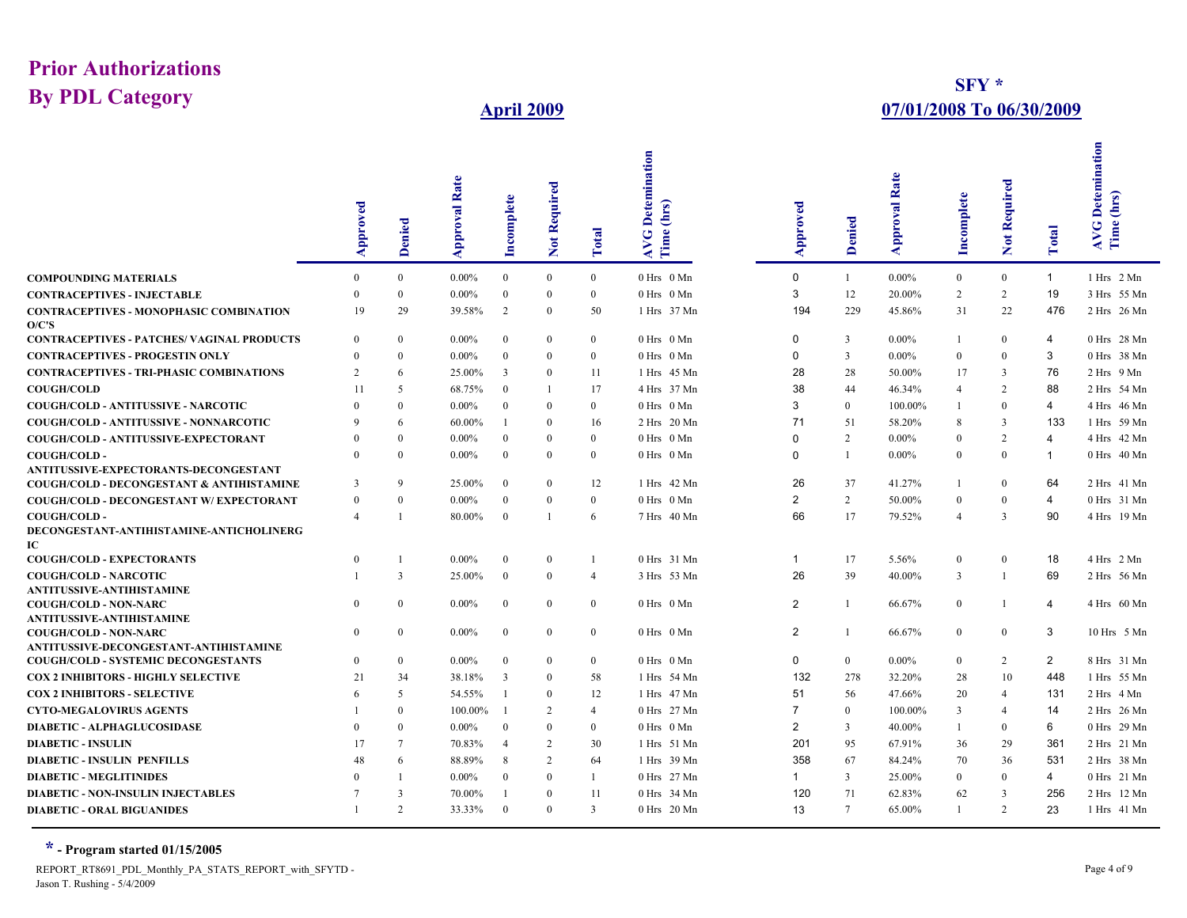# Prior Authorizations
# By PDL Category

| | April 2009 | | | | | | | SFY * 07/01/2008 To 06/30/2009 | | | | | | |
|---|---|---|---|---|---|---|---|---|---|---|---|---|---|---|
| | Approved | Denied | Approval Rate | Incomplete | Not Required | Total | AVG Detemination Time (hrs) | Approved | Denied | Approval Rate | Incomplete | Not Required | Total | AVG Detemination Time (hrs) |
| COMPOUNDING MATERIALS | 0 | 0 | 0.00% | 0 | 0 | 0 | 0 Hrs 0 Mn | 0 | 1 | 0.00% | 0 | 0 | 1 | 1 Hrs 2 Mn |
| CONTRACEPTIVES - INJECTABLE | 0 | 0 | 0.00% | 0 | 0 | 0 | 0 Hrs 0 Mn | 3 | 12 | 20.00% | 2 | 2 | 19 | 3 Hrs 55 Mn |
| CONTRACEPTIVES - MONOPHASIC COMBINATION O/C'S | 19 | 29 | 39.58% | 2 | 0 | 50 | 1 Hrs 37 Mn | 194 | 229 | 45.86% | 31 | 22 | 476 | 2 Hrs 26 Mn |
| CONTRACEPTIVES - PATCHES/ VAGINAL PRODUCTS | 0 | 0 | 0.00% | 0 | 0 | 0 | 0 Hrs 0 Mn | 0 | 3 | 0.00% | 1 | 0 | 4 | 0 Hrs 28 Mn |
| CONTRACEPTIVES - PROGESTIN ONLY | 0 | 0 | 0.00% | 0 | 0 | 0 | 0 Hrs 0 Mn | 0 | 3 | 0.00% | 0 | 0 | 3 | 0 Hrs 38 Mn |
| CONTRACEPTIVES - TRI-PHASIC COMBINATIONS | 2 | 6 | 25.00% | 3 | 0 | 11 | 1 Hrs 45 Mn | 28 | 28 | 50.00% | 17 | 3 | 76 | 2 Hrs 9 Mn |
| COUGH/COLD | 11 | 5 | 68.75% | 0 | 1 | 17 | 4 Hrs 37 Mn | 38 | 44 | 46.34% | 4 | 2 | 88 | 2 Hrs 54 Mn |
| COUGH/COLD - ANTITUSSIVE - NARCOTIC | 0 | 0 | 0.00% | 0 | 0 | 0 | 0 Hrs 0 Mn | 3 | 0 | 100.00% | 1 | 0 | 4 | 4 Hrs 46 Mn |
| COUGH/COLD - ANTITUSSIVE - NONNARCOTIC | 9 | 6 | 60.00% | 1 | 0 | 16 | 2 Hrs 20 Mn | 71 | 51 | 58.20% | 8 | 3 | 133 | 1 Hrs 59 Mn |
| COUGH/COLD - ANTITUSSIVE-EXPECTORANT | 0 | 0 | 0.00% | 0 | 0 | 0 | 0 Hrs 0 Mn | 0 | 2 | 0.00% | 0 | 2 | 4 | 4 Hrs 42 Mn |
| COUGH/COLD - ANTITUSSIVE-EXPECTORANTS-DECONGESTANT | 0 | 0 | 0.00% | 0 | 0 | 0 | 0 Hrs 0 Mn | 0 | 1 | 0.00% | 0 | 0 | 1 | 0 Hrs 40 Mn |
| COUGH/COLD - DECONGESTANT & ANTIHISTAMINE | 3 | 9 | 25.00% | 0 | 0 | 12 | 1 Hrs 42 Mn | 26 | 37 | 41.27% | 1 | 0 | 64 | 2 Hrs 41 Mn |
| COUGH/COLD - DECONGESTANT W/ EXPECTORANT | 0 | 0 | 0.00% | 0 | 0 | 0 | 0 Hrs 0 Mn | 2 | 2 | 50.00% | 0 | 0 | 4 | 0 Hrs 31 Mn |
| COUGH/COLD - DECONGESTANT-ANTIHISTAMINE-ANTICHOLINERGIC | 4 | 1 | 80.00% | 0 | 1 | 6 | 7 Hrs 40 Mn | 66 | 17 | 79.52% | 4 | 3 | 90 | 4 Hrs 19 Mn |
| COUGH/COLD - EXPECTORANTS | 0 | 1 | 0.00% | 0 | 0 | 1 | 0 Hrs 31 Mn | 1 | 17 | 5.56% | 0 | 0 | 18 | 4 Hrs 2 Mn |
| COUGH/COLD - NARCOTIC ANTITUSSIVE-ANTIHISTAMINE | 1 | 3 | 25.00% | 0 | 0 | 4 | 3 Hrs 53 Mn | 26 | 39 | 40.00% | 3 | 1 | 69 | 2 Hrs 56 Mn |
| COUGH/COLD - NON-NARC ANTITUSSIVE-ANTIHISTAMINE | 0 | 0 | 0.00% | 0 | 0 | 0 | 0 Hrs 0 Mn | 2 | 1 | 66.67% | 0 | 1 | 4 | 4 Hrs 60 Mn |
| COUGH/COLD - NON-NARC ANTITUSSIVE-DECONGESTANT-ANTIHISTAMINE | 0 | 0 | 0.00% | 0 | 0 | 0 | 0 Hrs 0 Mn | 2 | 1 | 66.67% | 0 | 0 | 3 | 10 Hrs 5 Mn |
| COUGH/COLD - SYSTEMIC DECONGESTANTS | 0 | 0 | 0.00% | 0 | 0 | 0 | 0 Hrs 0 Mn | 0 | 0 | 0.00% | 0 | 2 | 2 | 8 Hrs 31 Mn |
| COX 2 INHIBITORS - HIGHLY SELECTIVE | 21 | 34 | 38.18% | 3 | 0 | 58 | 1 Hrs 54 Mn | 132 | 278 | 32.20% | 28 | 10 | 448 | 1 Hrs 55 Mn |
| COX 2 INHIBITORS - SELECTIVE | 6 | 5 | 54.55% | 1 | 0 | 12 | 1 Hrs 47 Mn | 51 | 56 | 47.66% | 20 | 4 | 131 | 2 Hrs 4 Mn |
| CYTO-MEGALOVIRUS AGENTS | 1 | 0 | 100.00% | 1 | 2 | 4 | 0 Hrs 27 Mn | 7 | 0 | 100.00% | 3 | 4 | 14 | 2 Hrs 26 Mn |
| DIABETIC - ALPHAGLUCOSIDASE | 0 | 0 | 0.00% | 0 | 0 | 0 | 0 Hrs 0 Mn | 2 | 3 | 40.00% | 1 | 0 | 6 | 0 Hrs 29 Mn |
| DIABETIC - INSULIN | 17 | 7 | 70.83% | 4 | 2 | 30 | 1 Hrs 51 Mn | 201 | 95 | 67.91% | 36 | 29 | 361 | 2 Hrs 21 Mn |
| DIABETIC - INSULIN PENFILLS | 48 | 6 | 88.89% | 8 | 2 | 64 | 1 Hrs 39 Mn | 358 | 67 | 84.24% | 70 | 36 | 531 | 2 Hrs 38 Mn |
| DIABETIC - MEGLITINIDES | 0 | 1 | 0.00% | 0 | 0 | 1 | 0 Hrs 27 Mn | 1 | 3 | 25.00% | 0 | 0 | 4 | 0 Hrs 21 Mn |
| DIABETIC - NON-INSULIN INJECTABLES | 7 | 3 | 70.00% | 1 | 0 | 11 | 0 Hrs 34 Mn | 120 | 71 | 62.83% | 62 | 3 | 256 | 2 Hrs 12 Mn |
| DIABETIC - ORAL BIGUANIDES | 1 | 2 | 33.33% | 0 | 0 | 3 | 0 Hrs 20 Mn | 13 | 7 | 65.00% | 1 | 2 | 23 | 1 Hrs 41 Mn |

**\* - Program started 01/15/2005**

REPORT_RT8691_PDL_Monthly_PA_STATS_REPORT_with_SFYTD - Jason T. Rushing - 5/4/2009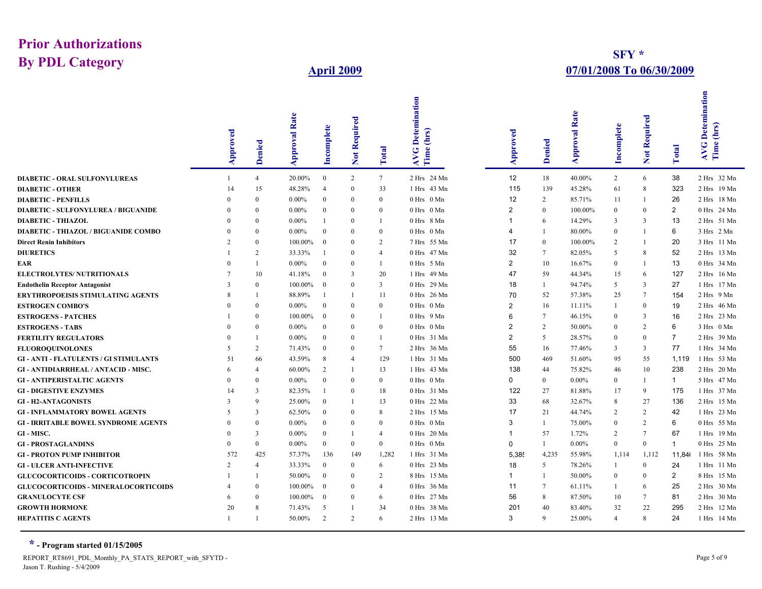# Prior Authorizations
# By PDL Category

| | April 2009 | | | | | | | SFY * 07/01/2008 To 06/30/2009 | | | | | | |
|---|---|---|---|---|---|---|---|---|---|---|---|---|---|---|
| | Approved | Denied | Approval Rate | Incomplete | Not Required | Total | AVG Detemination Time (hrs) | Approved | Denied | Approval Rate | Incomplete | Not Required | Total | AVG Detemination Time (hrs) |
| DIABETIC - ORAL SULFONYLUREAS | 1 | 4 | 20.00% | 0 | 2 | 7 | 2 Hrs 24 Mn | 12 | 18 | 40.00% | 2 | 6 | 38 | 2 Hrs 32 Mn |
| DIABETIC - OTHER | 14 | 15 | 48.28% | 4 | 0 | 33 | 1 Hrs 43 Mn | 115 | 139 | 45.28% | 61 | 8 | 323 | 2 Hrs 19 Mn |
| DIABETIC - PENFILLS | 0 | 0 | 0.00% | 0 | 0 | 0 | 0 Hrs 0 Mn | 12 | 2 | 85.71% | 11 | 1 | 26 | 2 Hrs 18 Mn |
| DIABETIC - SULFONYLUREA / BIGUANIDE | 0 | 0 | 0.00% | 0 | 0 | 0 | 0 Hrs 0 Mn | 2 | 0 | 100.00% | 0 | 0 | 2 | 0 Hrs 24 Mn |
| DIABETIC - THIAZOL | 0 | 0 | 0.00% | 1 | 0 | 1 | 0 Hrs 8 Mn | 1 | 6 | 14.29% | 3 | 3 | 13 | 2 Hrs 51 Mn |
| DIABETIC - THIAZOL / BIGUANIDE COMBO | 0 | 0 | 0.00% | 0 | 0 | 0 | 0 Hrs 0 Mn | 4 | 1 | 80.00% | 0 | 1 | 6 | 3 Hrs 2 Mn |
| Direct Renin Inhibitors | 2 | 0 | 100.00% | 0 | 0 | 2 | 7 Hrs 55 Mn | 17 | 0 | 100.00% | 2 | 1 | 20 | 3 Hrs 11 Mn |
| DIURETICS | 1 | 2 | 33.33% | 1 | 0 | 4 | 0 Hrs 47 Mn | 32 | 7 | 82.05% | 5 | 8 | 52 | 2 Hrs 13 Mn |
| EAR | 0 | 1 | 0.00% | 0 | 0 | 1 | 0 Hrs 5 Mn | 2 | 10 | 16.67% | 0 | 1 | 13 | 0 Hrs 34 Mn |
| ELECTROLYTES/ NUTRITIONALS | 7 | 10 | 41.18% | 0 | 3 | 20 | 1 Hrs 49 Mn | 47 | 59 | 44.34% | 15 | 6 | 127 | 2 Hrs 16 Mn |
| Endothelin Receptor Antagonist | 3 | 0 | 100.00% | 0 | 0 | 3 | 0 Hrs 29 Mn | 18 | 1 | 94.74% | 5 | 3 | 27 | 1 Hrs 17 Mn |
| ERYTHROPOEISIS STIMULATING AGENTS | 8 | 1 | 88.89% | 1 | 1 | 11 | 0 Hrs 26 Mn | 70 | 52 | 57.38% | 25 | 7 | 154 | 2 Hrs 9 Mn |
| ESTROGEN COMBO'S | 0 | 0 | 0.00% | 0 | 0 | 0 | 0 Hrs 0 Mn | 2 | 16 | 11.11% | 1 | 0 | 19 | 2 Hrs 46 Mn |
| ESTROGENS - PATCHES | 1 | 0 | 100.00% | 0 | 0 | 1 | 0 Hrs 9 Mn | 6 | 7 | 46.15% | 0 | 3 | 16 | 2 Hrs 23 Mn |
| ESTROGENS - TABS | 0 | 0 | 0.00% | 0 | 0 | 0 | 0 Hrs 0 Mn | 2 | 2 | 50.00% | 0 | 2 | 6 | 3 Hrs 0 Mn |
| FERTILITY REGULATORS | 0 | 1 | 0.00% | 0 | 0 | 1 | 0 Hrs 31 Mn | 2 | 5 | 28.57% | 0 | 0 | 7 | 2 Hrs 39 Mn |
| FLUOROQUINOLONES | 5 | 2 | 71.43% | 0 | 0 | 7 | 2 Hrs 36 Mn | 55 | 16 | 77.46% | 3 | 3 | 77 | 1 Hrs 34 Mn |
| GI - ANTI - FLATULENTS / GI STIMULANTS | 51 | 66 | 43.59% | 8 | 4 | 129 | 1 Hrs 31 Mn | 500 | 469 | 51.60% | 95 | 55 | 1,119 | 1 Hrs 53 Mn |
| GI - ANTIDIARRHEAL / ANTACID - MISC. | 6 | 4 | 60.00% | 2 | 1 | 13 | 1 Hrs 43 Mn | 138 | 44 | 75.82% | 46 | 10 | 238 | 2 Hrs 20 Mn |
| GI - ANTIPERISTALTIC AGENTS | 0 | 0 | 0.00% | 0 | 0 | 0 | 0 Hrs 0 Mn | 0 | 0 | 0.00% | 0 | 1 | 1 | 5 Hrs 47 Mn |
| GI - DIGESTIVE ENZYMES | 14 | 3 | 82.35% | 1 | 0 | 18 | 0 Hrs 31 Mn | 122 | 27 | 81.88% | 17 | 9 | 175 | 1 Hrs 37 Mn |
| GI - H2-ANTAGONISTS | 3 | 9 | 25.00% | 0 | 1 | 13 | 0 Hrs 22 Mn | 33 | 68 | 32.67% | 8 | 27 | 136 | 2 Hrs 15 Mn |
| GI - INFLAMMATORY BOWEL AGENTS | 5 | 3 | 62.50% | 0 | 0 | 8 | 2 Hrs 15 Mn | 17 | 21 | 44.74% | 2 | 2 | 42 | 1 Hrs 23 Mn |
| GI - IRRITABLE BOWEL SYNDROME AGENTS | 0 | 0 | 0.00% | 0 | 0 | 0 | 0 Hrs 0 Mn | 3 | 1 | 75.00% | 0 | 2 | 6 | 0 Hrs 55 Mn |
| GI - MISC. | 0 | 3 | 0.00% | 0 | 1 | 4 | 0 Hrs 20 Mn | 1 | 57 | 1.72% | 2 | 7 | 67 | 1 Hrs 19 Mn |
| GI - PROSTAGLANDINS | 0 | 0 | 0.00% | 0 | 0 | 0 | 0 Hrs 0 Mn | 0 | 1 | 0.00% | 0 | 0 | 1 | 0 Hrs 25 Mn |
| GI - PROTON PUMP INHIBITOR | 572 | 425 | 57.37% | 136 | 149 | 1,282 | 1 Hrs 31 Mn | 5,385 | 4,235 | 55.98% | 1,114 | 1,112 | 11,846 | 1 Hrs 58 Mn |
| GI - ULCER ANTI-INFECTIVE | 2 | 4 | 33.33% | 0 | 0 | 6 | 0 Hrs 23 Mn | 18 | 5 | 78.26% | 1 | 0 | 24 | 1 Hrs 11 Mn |
| GLUCOCORTICOIDS - CORTICOTROPIN | 1 | 1 | 50.00% | 0 | 0 | 2 | 8 Hrs 15 Mn | 1 | 1 | 50.00% | 0 | 0 | 2 | 8 Hrs 15 Mn |
| GLUCOCORTICOIDS - MINERALOCORTICOIDS | 4 | 0 | 100.00% | 0 | 0 | 4 | 0 Hrs 36 Mn | 11 | 7 | 61.11% | 1 | 6 | 25 | 2 Hrs 30 Mn |
| GRANULOCYTE CSF | 6 | 0 | 100.00% | 0 | 0 | 6 | 0 Hrs 27 Mn | 56 | 8 | 87.50% | 10 | 7 | 81 | 2 Hrs 30 Mn |
| GROWTH HORMONE | 20 | 8 | 71.43% | 5 | 1 | 34 | 0 Hrs 38 Mn | 201 | 40 | 83.40% | 32 | 22 | 295 | 2 Hrs 12 Mn |
| HEPATITIS C AGENTS | 1 | 1 | 50.00% | 2 | 2 | 6 | 2 Hrs 13 Mn | 3 | 9 | 25.00% | 4 | 8 | 24 | 1 Hrs 14 Mn |

**\* - Program started 01/15/2005**

REPORT_RT8691_PDL_Monthly_PA_STATS_REPORT_with_SFYTD -
Jason T. Rushing - 5/4/2009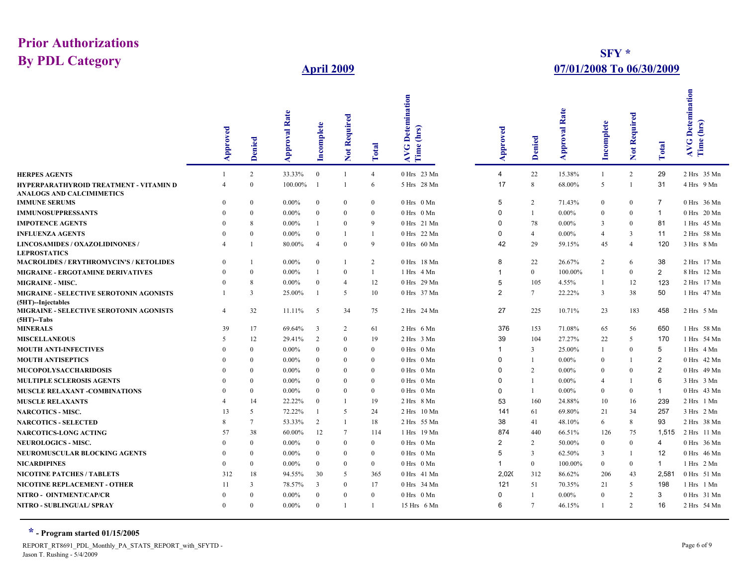# Prior Authorizations By PDL Category

| | April 2009 | | | | | | | SFY * 07/01/2008 To 06/30/2009 | | | | | | |
|---|---|---|---|---|---|---|---|---|---|---|---|---|---|---|
| | Approved | Denied | Approval Rate | Incomplete | Not Required | Total | AVG Detemination Time (hrs) | Approved | Denied | Approval Rate | Incomplete | Not Required | Total | AVG Detemination Time (hrs) |
| HERPES AGENTS | 1 | 2 | 33.33% | 0 | 1 | 4 | 0 Hrs 23 Mn | 4 | 22 | 15.38% | 1 | 2 | 29 | 2 Hrs 35 Mn |
| HYPERPARATHYROID TREATMENT - VITAMIN D ANALOGS AND CALCIMIMETICS | 4 | 0 | 100.00% | 1 | 1 | 6 | 5 Hrs 28 Mn | 17 | 8 | 68.00% | 5 | 1 | 31 | 4 Hrs 9 Mn |
| IMMUNE SERUMS | 0 | 0 | 0.00% | 0 | 0 | 0 | 0 Hrs 0 Mn | 5 | 2 | 71.43% | 0 | 0 | 7 | 0 Hrs 36 Mn |
| IMMUNOSUPPRESSANTS | 0 | 0 | 0.00% | 0 | 0 | 0 | 0 Hrs 0 Mn | 0 | 1 | 0.00% | 0 | 0 | 1 | 0 Hrs 20 Mn |
| IMPOTENCE AGENTS | 0 | 8 | 0.00% | 1 | 0 | 9 | 0 Hrs 21 Mn | 0 | 78 | 0.00% | 3 | 0 | 81 | 1 Hrs 45 Mn |
| INFLUENZA AGENTS | 0 | 0 | 0.00% | 0 | 1 | 1 | 0 Hrs 22 Mn | 0 | 4 | 0.00% | 4 | 3 | 11 | 2 Hrs 58 Mn |
| LINCOSAMIDES / OXAZOLIDINONES / LEPROSTATICS | 4 | 1 | 80.00% | 4 | 0 | 9 | 0 Hrs 60 Mn | 42 | 29 | 59.15% | 45 | 4 | 120 | 3 Hrs 8 Mn |
| MACROLIDES / ERYTHROMYCIN'S / KETOLIDES | 0 | 1 | 0.00% | 0 | 1 | 2 | 0 Hrs 18 Mn | 8 | 22 | 26.67% | 2 | 6 | 38 | 2 Hrs 17 Mn |
| MIGRAINE - ERGOTAMINE DERIVATIVES | 0 | 0 | 0.00% | 1 | 0 | 1 | 1 Hrs 4 Mn | 1 | 0 | 100.00% | 1 | 0 | 2 | 8 Hrs 12 Mn |
| MIGRAINE - MISC. | 0 | 8 | 0.00% | 0 | 4 | 12 | 0 Hrs 29 Mn | 5 | 105 | 4.55% | 1 | 12 | 123 | 2 Hrs 17 Mn |
| MIGRAINE - SELECTIVE SEROTONIN AGONISTS (5HT)--Injectables | 1 | 3 | 25.00% | 1 | 5 | 10 | 0 Hrs 37 Mn | 2 | 7 | 22.22% | 3 | 38 | 50 | 1 Hrs 47 Mn |
| MIGRAINE - SELECTIVE SEROTONIN AGONISTS (5HT)--Tabs | 4 | 32 | 11.11% | 5 | 34 | 75 | 2 Hrs 24 Mn | 27 | 225 | 10.71% | 23 | 183 | 458 | 2 Hrs 5 Mn |
| MINERALS | 39 | 17 | 69.64% | 3 | 2 | 61 | 2 Hrs 6 Mn | 376 | 153 | 71.08% | 65 | 56 | 650 | 1 Hrs 58 Mn |
| MISCELLANEOUS | 5 | 12 | 29.41% | 2 | 0 | 19 | 2 Hrs 3 Mn | 39 | 104 | 27.27% | 22 | 5 | 170 | 1 Hrs 54 Mn |
| MOUTH ANTI-INFECTIVES | 0 | 0 | 0.00% | 0 | 0 | 0 | 0 Hrs 0 Mn | 1 | 3 | 25.00% | 1 | 0 | 5 | 1 Hrs 4 Mn |
| MOUTH ANTISEPTICS | 0 | 0 | 0.00% | 0 | 0 | 0 | 0 Hrs 0 Mn | 0 | 1 | 0.00% | 0 | 1 | 2 | 0 Hrs 42 Mn |
| MUCOPOLYSACCHARIDOSIS | 0 | 0 | 0.00% | 0 | 0 | 0 | 0 Hrs 0 Mn | 0 | 2 | 0.00% | 0 | 0 | 2 | 0 Hrs 49 Mn |
| MULTIPLE SCLEROSIS AGENTS | 0 | 0 | 0.00% | 0 | 0 | 0 | 0 Hrs 0 Mn | 0 | 1 | 0.00% | 4 | 1 | 6 | 3 Hrs 3 Mn |
| MUSCLE RELAXANT -COMBINATIONS | 0 | 0 | 0.00% | 0 | 0 | 0 | 0 Hrs 0 Mn | 0 | 1 | 0.00% | 0 | 0 | 1 | 0 Hrs 43 Mn |
| MUSCLE RELAXANTS | 4 | 14 | 22.22% | 0 | 1 | 19 | 2 Hrs 8 Mn | 53 | 160 | 24.88% | 10 | 16 | 239 | 2 Hrs 1 Mn |
| NARCOTICS - MISC. | 13 | 5 | 72.22% | 1 | 5 | 24 | 2 Hrs 10 Mn | 141 | 61 | 69.80% | 21 | 34 | 257 | 3 Hrs 2 Mn |
| NARCOTICS - SELECTED | 8 | 7 | 53.33% | 2 | 1 | 18 | 2 Hrs 55 Mn | 38 | 41 | 48.10% | 6 | 8 | 93 | 2 Hrs 38 Mn |
| NARCOTICS-LONG ACTING | 57 | 38 | 60.00% | 12 | 7 | 114 | 1 Hrs 19 Mn | 874 | 440 | 66.51% | 126 | 75 | 1,515 | 2 Hrs 11 Mn |
| NEUROLOGICS - MISC. | 0 | 0 | 0.00% | 0 | 0 | 0 | 0 Hrs 0 Mn | 2 | 2 | 50.00% | 0 | 0 | 4 | 0 Hrs 36 Mn |
| NEUROMUSCULAR BLOCKING AGENTS | 0 | 0 | 0.00% | 0 | 0 | 0 | 0 Hrs 0 Mn | 5 | 3 | 62.50% | 3 | 1 | 12 | 0 Hrs 46 Mn |
| NICARDIPINES | 0 | 0 | 0.00% | 0 | 0 | 0 | 0 Hrs 0 Mn | 1 | 0 | 100.00% | 0 | 0 | 1 | 1 Hrs 2 Mn |
| NICOTINE PATCHES / TABLETS | 312 | 18 | 94.55% | 30 | 5 | 365 | 0 Hrs 41 Mn | 2,020 | 312 | 86.62% | 206 | 43 | 2,581 | 0 Hrs 51 Mn |
| NICOTINE REPLACEMENT - OTHER | 11 | 3 | 78.57% | 3 | 0 | 17 | 0 Hrs 34 Mn | 121 | 51 | 70.35% | 21 | 5 | 198 | 1 Hrs 1 Mn |
| NITRO - OINTMENT/CAP/CR | 0 | 0 | 0.00% | 0 | 0 | 0 | 0 Hrs 0 Mn | 0 | 1 | 0.00% | 0 | 2 | 3 | 0 Hrs 31 Mn |
| NITRO - SUBLINGUAL/ SPRAY | 0 | 0 | 0.00% | 0 | 1 | 1 | 15 Hrs 6 Mn | 6 | 7 | 46.15% | 1 | 2 | 16 | 2 Hrs 54 Mn |

**\* - Program started 01/15/2005**

REPORT_RT8691_PDL_Monthly_PA_STATS_REPORT_with_SFYTD - Jason T. Rushing - 5/4/2009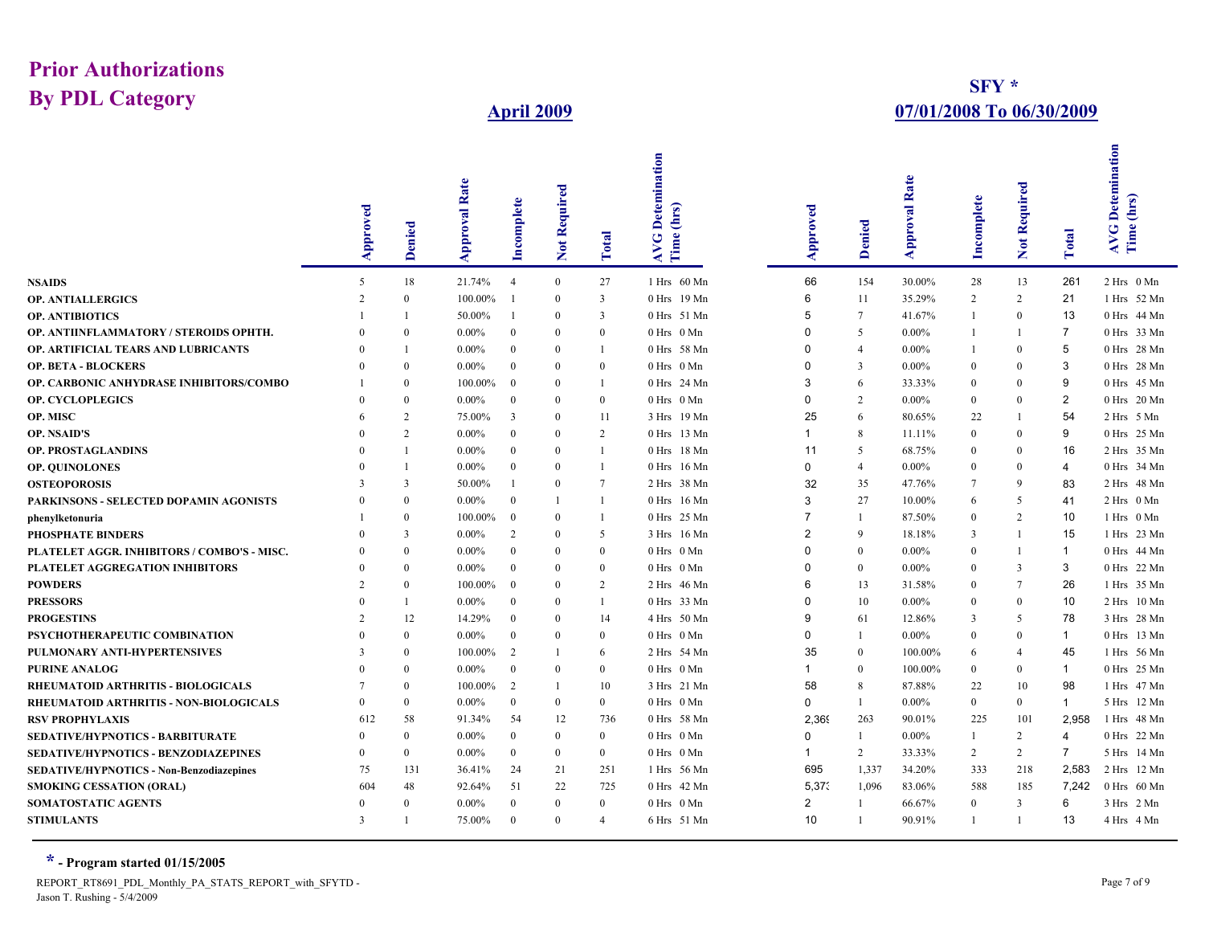# Prior Authorizations By PDL Category

| | April 2009 | | | | | | | SFY * 07/01/2008 To 06/30/2009 | | | | | | |
|---|---|---|---|---|---|---|---|---|---|---|---|---|---|---|
| | Approved | Denied | Approval Rate | Incomplete | Not Required | Total | AVG Detemination Time (hrs) | Approved | Denied | Approval Rate | Incomplete | Not Required | Total | AVG Detemination Time (hrs) |
| NSAIDS | 5 | 18 | 21.74% | 4 | 0 | 27 | 1 Hrs 60 Mn | 66 | 154 | 30.00% | 28 | 13 | 261 | 2 Hrs 0 Mn |
| OP. ANTIALLERGICS | 2 | 0 | 100.00% | 1 | 0 | 3 | 0 Hrs 19 Mn | 6 | 11 | 35.29% | 2 | 2 | 21 | 1 Hrs 52 Mn |
| OP. ANTIBIOTICS | 1 | 1 | 50.00% | 1 | 0 | 3 | 0 Hrs 51 Mn | 5 | 7 | 41.67% | 1 | 0 | 13 | 0 Hrs 44 Mn |
| OP. ANTIINFLAMMATORY / STEROIDS OPHTH. | 0 | 0 | 0.00% | 0 | 0 | 0 | 0 Hrs 0 Mn | 0 | 5 | 0.00% | 1 | 1 | 7 | 0 Hrs 33 Mn |
| OP. ARTIFICIAL TEARS AND LUBRICANTS | 0 | 1 | 0.00% | 0 | 0 | 1 | 0 Hrs 58 Mn | 0 | 4 | 0.00% | 1 | 0 | 5 | 0 Hrs 28 Mn |
| OP. BETA - BLOCKERS | 0 | 0 | 0.00% | 0 | 0 | 0 | 0 Hrs 0 Mn | 0 | 3 | 0.00% | 0 | 0 | 3 | 0 Hrs 28 Mn |
| OP. CARBONIC ANHYDRASE INHIBITORS/COMBO | 1 | 0 | 100.00% | 0 | 0 | 1 | 0 Hrs 24 Mn | 3 | 6 | 33.33% | 0 | 0 | 9 | 0 Hrs 45 Mn |
| OP. CYCLOPLEGICS | 0 | 0 | 0.00% | 0 | 0 | 0 | 0 Hrs 0 Mn | 0 | 2 | 0.00% | 0 | 0 | 2 | 0 Hrs 20 Mn |
| OP. MISC | 6 | 2 | 75.00% | 3 | 0 | 11 | 3 Hrs 19 Mn | 25 | 6 | 80.65% | 22 | 1 | 54 | 2 Hrs 5 Mn |
| OP. NSAID'S | 0 | 2 | 0.00% | 0 | 0 | 2 | 0 Hrs 13 Mn | 1 | 8 | 11.11% | 0 | 0 | 9 | 0 Hrs 25 Mn |
| OP. PROSTAGLANDINS | 0 | 1 | 0.00% | 0 | 0 | 1 | 0 Hrs 18 Mn | 11 | 5 | 68.75% | 0 | 0 | 16 | 2 Hrs 35 Mn |
| OP. QUINOLONES | 0 | 1 | 0.00% | 0 | 0 | 1 | 0 Hrs 16 Mn | 0 | 4 | 0.00% | 0 | 0 | 4 | 0 Hrs 34 Mn |
| OSTEOPOROSIS | 3 | 3 | 50.00% | 1 | 0 | 7 | 2 Hrs 38 Mn | 32 | 35 | 47.76% | 7 | 9 | 83 | 2 Hrs 48 Mn |
| PARKINSONS - SELECTED DOPAMIN AGONISTS | 0 | 0 | 0.00% | 0 | 1 | 1 | 0 Hrs 16 Mn | 3 | 27 | 10.00% | 6 | 5 | 41 | 2 Hrs 0 Mn |
| phenylketonuria | 1 | 0 | 100.00% | 0 | 0 | 1 | 0 Hrs 25 Mn | 7 | 1 | 87.50% | 0 | 2 | 10 | 1 Hrs 0 Mn |
| PHOSPHATE BINDERS | 0 | 3 | 0.00% | 2 | 0 | 5 | 3 Hrs 16 Mn | 2 | 9 | 18.18% | 3 | 1 | 15 | 1 Hrs 23 Mn |
| PLATELET AGGR. INHIBITORS / COMBO'S - MISC. | 0 | 0 | 0.00% | 0 | 0 | 0 | 0 Hrs 0 Mn | 0 | 0 | 0.00% | 0 | 1 | 1 | 0 Hrs 44 Mn |
| PLATELET AGGREGATION INHIBITORS | 0 | 0 | 0.00% | 0 | 0 | 0 | 0 Hrs 0 Mn | 0 | 0 | 0.00% | 0 | 3 | 3 | 0 Hrs 22 Mn |
| POWDERS | 2 | 0 | 100.00% | 0 | 0 | 2 | 2 Hrs 46 Mn | 6 | 13 | 31.58% | 0 | 7 | 26 | 1 Hrs 35 Mn |
| PRESSORS | 0 | 1 | 0.00% | 0 | 0 | 1 | 0 Hrs 33 Mn | 0 | 10 | 0.00% | 0 | 0 | 10 | 2 Hrs 10 Mn |
| PROGESTINS | 2 | 12 | 14.29% | 0 | 0 | 14 | 4 Hrs 50 Mn | 9 | 61 | 12.86% | 3 | 5 | 78 | 3 Hrs 28 Mn |
| PSYCHOTHERAPEUTIC COMBINATION | 0 | 0 | 0.00% | 0 | 0 | 0 | 0 Hrs 0 Mn | 0 | 1 | 0.00% | 0 | 0 | 1 | 0 Hrs 13 Mn |
| PULMONARY ANTI-HYPERTENSIVES | 3 | 0 | 100.00% | 2 | 1 | 6 | 2 Hrs 54 Mn | 35 | 0 | 100.00% | 6 | 4 | 45 | 1 Hrs 56 Mn |
| PURINE ANALOG | 0 | 0 | 0.00% | 0 | 0 | 0 | 0 Hrs 0 Mn | 1 | 0 | 100.00% | 0 | 0 | 1 | 0 Hrs 25 Mn |
| RHEUMATOID ARTHRITIS - BIOLOGICALS | 7 | 0 | 100.00% | 2 | 1 | 10 | 3 Hrs 21 Mn | 58 | 8 | 87.88% | 22 | 10 | 98 | 1 Hrs 47 Mn |
| RHEUMATOID ARTHRITIS - NON-BIOLOGICALS | 0 | 0 | 0.00% | 0 | 0 | 0 | 0 Hrs 0 Mn | 0 | 1 | 0.00% | 0 | 0 | 1 | 5 Hrs 12 Mn |
| RSV PROPHYLAXIS | 612 | 58 | 91.34% | 54 | 12 | 736 | 0 Hrs 58 Mn | 2,369 | 263 | 90.01% | 225 | 101 | 2,958 | 1 Hrs 48 Mn |
| SEDATIVE/HYPNOTICS - BARBITURATE | 0 | 0 | 0.00% | 0 | 0 | 0 | 0 Hrs 0 Mn | 0 | 1 | 0.00% | 1 | 2 | 4 | 0 Hrs 22 Mn |
| SEDATIVE/HYPNOTICS - BENZODIAZEPINES | 0 | 0 | 0.00% | 0 | 0 | 0 | 0 Hrs 0 Mn | 1 | 2 | 33.33% | 2 | 2 | 7 | 5 Hrs 14 Mn |
| SEDATIVE/HYPNOTICS - Non-Benzodiazepines | 75 | 131 | 36.41% | 24 | 21 | 251 | 1 Hrs 56 Mn | 695 | 1,337 | 34.20% | 333 | 218 | 2,583 | 2 Hrs 12 Mn |
| SMOKING CESSATION (ORAL) | 604 | 48 | 92.64% | 51 | 22 | 725 | 0 Hrs 42 Mn | 5,373 | 1,096 | 83.06% | 588 | 185 | 7,242 | 0 Hrs 60 Mn |
| SOMATOSTATIC AGENTS | 0 | 0 | 0.00% | 0 | 0 | 0 | 0 Hrs 0 Mn | 2 | 1 | 66.67% | 0 | 3 | 6 | 3 Hrs 2 Mn |
| STIMULANTS | 3 | 1 | 75.00% | 0 | 0 | 4 | 6 Hrs 51 Mn | 10 | 1 | 90.91% | 1 | 1 | 13 | 4 Hrs 4 Mn |

**\* - Program started 01/15/2005**

REPORT_RT8691_PDL_Monthly_PA_STATS_REPORT_with_SFYTD -
Jason T. Rushing - 5/4/2009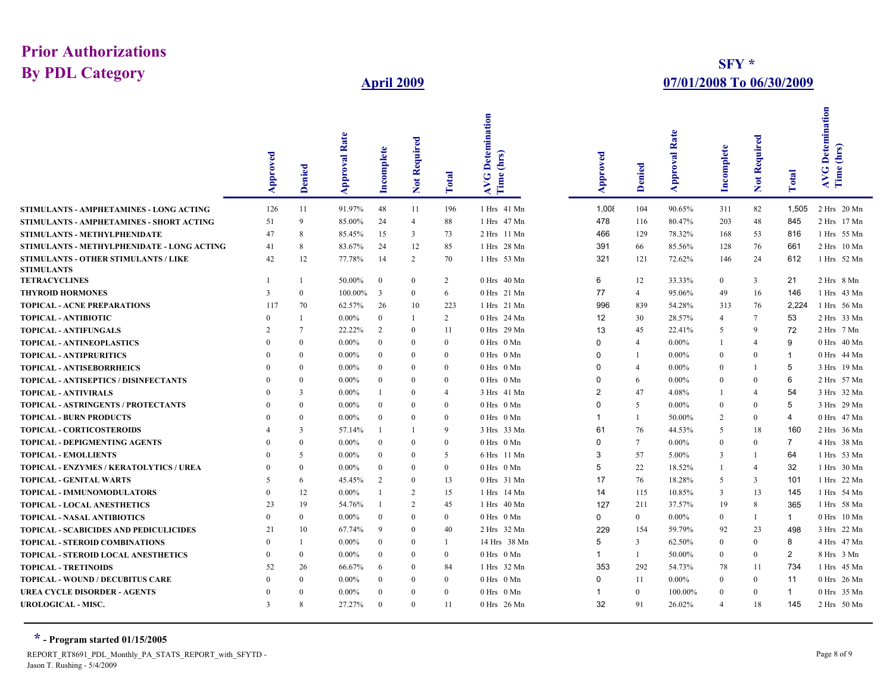# Prior Authorizations
# By PDL Category

| | April 2009 | | | | | | | SFY * 07/01/2008 To 06/30/2009 | | | | | | |
|---|---|---|---|---|---|---|---|---|---|---|---|---|---|---|
| | Approved | Denied | Approval Rate | Incomplete | Not Required | Total | AVG Detemination Time (hrs) | Approved | Denied | Approval Rate | Incomplete | Not Required | Total | AVG Detemination Time (hrs) |
| STIMULANTS - AMPHETAMINES - LONG ACTING | 126 | 11 | 91.97% | 48 | 11 | 196 | 1 Hrs 41 Mn | 1,008 | 104 | 90.65% | 311 | 82 | 1,505 | 2 Hrs 20 Mn |
| STIMULANTS - AMPHETAMINES - SHORT ACTING | 51 | 9 | 85.00% | 24 | 4 | 88 | 1 Hrs 47 Mn | 478 | 116 | 80.47% | 203 | 48 | 845 | 2 Hrs 17 Mn |
| STIMULANTS - METHYLPHENIDATE | 47 | 8 | 85.45% | 15 | 3 | 73 | 2 Hrs 11 Mn | 466 | 129 | 78.32% | 168 | 53 | 816 | 1 Hrs 55 Mn |
| STIMULANTS - METHYLPHENIDATE - LONG ACTING | 41 | 8 | 83.67% | 24 | 12 | 85 | 1 Hrs 28 Mn | 391 | 66 | 85.56% | 128 | 76 | 661 | 2 Hrs 10 Mn |
| STIMULANTS - OTHER STIMULANTS / LIKE STIMULANTS | 42 | 12 | 77.78% | 14 | 2 | 70 | 1 Hrs 53 Mn | 321 | 121 | 72.62% | 146 | 24 | 612 | 1 Hrs 52 Mn |
| TETRACYCLINES | 1 | 1 | 50.00% | 0 | 0 | 2 | 0 Hrs 40 Mn | 6 | 12 | 33.33% | 0 | 3 | 21 | 2 Hrs 8 Mn |
| THYROID HORMONES | 3 | 0 | 100.00% | 3 | 0 | 6 | 0 Hrs 21 Mn | 77 | 4 | 95.06% | 49 | 16 | 146 | 1 Hrs 43 Mn |
| TOPICAL - ACNE PREPARATIONS | 117 | 70 | 62.57% | 26 | 10 | 223 | 1 Hrs 21 Mn | 996 | 839 | 54.28% | 313 | 76 | 2,224 | 1 Hrs 56 Mn |
| TOPICAL - ANTIBIOTIC | 0 | 1 | 0.00% | 0 | 1 | 2 | 0 Hrs 24 Mn | 12 | 30 | 28.57% | 4 | 7 | 53 | 2 Hrs 33 Mn |
| TOPICAL - ANTIFUNGALS | 2 | 7 | 22.22% | 2 | 0 | 11 | 0 Hrs 29 Mn | 13 | 45 | 22.41% | 5 | 9 | 72 | 2 Hrs 7 Mn |
| TOPICAL - ANTINEOPLASTICS | 0 | 0 | 0.00% | 0 | 0 | 0 | 0 Hrs 0 Mn | 0 | 4 | 0.00% | 1 | 4 | 9 | 0 Hrs 40 Mn |
| TOPICAL - ANTIPRURITICS | 0 | 0 | 0.00% | 0 | 0 | 0 | 0 Hrs 0 Mn | 0 | 1 | 0.00% | 0 | 0 | 1 | 0 Hrs 44 Mn |
| TOPICAL - ANTISEBORRHEICS | 0 | 0 | 0.00% | 0 | 0 | 0 | 0 Hrs 0 Mn | 0 | 4 | 0.00% | 0 | 1 | 5 | 3 Hrs 19 Mn |
| TOPICAL - ANTISEPTICS / DISINFECTANTS | 0 | 0 | 0.00% | 0 | 0 | 0 | 0 Hrs 0 Mn | 0 | 6 | 0.00% | 0 | 0 | 6 | 2 Hrs 57 Mn |
| TOPICAL - ANTIVIRALS | 0 | 3 | 0.00% | 1 | 0 | 4 | 3 Hrs 41 Mn | 2 | 47 | 4.08% | 1 | 4 | 54 | 3 Hrs 32 Mn |
| TOPICAL - ASTRINGENTS / PROTECTANTS | 0 | 0 | 0.00% | 0 | 0 | 0 | 0 Hrs 0 Mn | 0 | 5 | 0.00% | 0 | 0 | 5 | 3 Hrs 29 Mn |
| TOPICAL - BURN PRODUCTS | 0 | 0 | 0.00% | 0 | 0 | 0 | 0 Hrs 0 Mn | 1 | 1 | 50.00% | 2 | 0 | 4 | 0 Hrs 47 Mn |
| TOPICAL - CORTICOSTEROIDS | 4 | 3 | 57.14% | 1 | 1 | 9 | 3 Hrs 33 Mn | 61 | 76 | 44.53% | 5 | 18 | 160 | 2 Hrs 36 Mn |
| TOPICAL - DEPIGMENTING AGENTS | 0 | 0 | 0.00% | 0 | 0 | 0 | 0 Hrs 0 Mn | 0 | 7 | 0.00% | 0 | 0 | 7 | 4 Hrs 38 Mn |
| TOPICAL - EMOLLIENTS | 0 | 5 | 0.00% | 0 | 0 | 5 | 6 Hrs 11 Mn | 3 | 57 | 5.00% | 3 | 1 | 64 | 1 Hrs 53 Mn |
| TOPICAL - ENZYMES / KERATOLYTICS / UREA | 0 | 0 | 0.00% | 0 | 0 | 0 | 0 Hrs 0 Mn | 5 | 22 | 18.52% | 1 | 4 | 32 | 1 Hrs 30 Mn |
| TOPICAL - GENITAL WARTS | 5 | 6 | 45.45% | 2 | 0 | 13 | 0 Hrs 31 Mn | 17 | 76 | 18.28% | 5 | 3 | 101 | 1 Hrs 22 Mn |
| TOPICAL - IMMUNOMODULATORS | 0 | 12 | 0.00% | 1 | 2 | 15 | 1 Hrs 14 Mn | 14 | 115 | 10.85% | 3 | 13 | 145 | 1 Hrs 54 Mn |
| TOPICAL - LOCAL ANESTHETICS | 23 | 19 | 54.76% | 1 | 2 | 45 | 1 Hrs 40 Mn | 127 | 211 | 37.57% | 19 | 8 | 365 | 1 Hrs 58 Mn |
| TOPICAL - NASAL ANTIBIOTICS | 0 | 0 | 0.00% | 0 | 0 | 0 | 0 Hrs 0 Mn | 0 | 0 | 0.00% | 0 | 1 | 1 | 0 Hrs 10 Mn |
| TOPICAL - SCABICIDES AND PEDICULICIDES | 21 | 10 | 67.74% | 9 | 0 | 40 | 2 Hrs 32 Mn | 229 | 154 | 59.79% | 92 | 23 | 498 | 3 Hrs 22 Mn |
| TOPICAL - STEROID COMBINATIONS | 0 | 1 | 0.00% | 0 | 0 | 1 | 14 Hrs 38 Mn | 5 | 3 | 62.50% | 0 | 0 | 8 | 4 Hrs 47 Mn |
| TOPICAL - STEROID LOCAL ANESTHETICS | 0 | 0 | 0.00% | 0 | 0 | 0 | 0 Hrs 0 Mn | 1 | 1 | 50.00% | 0 | 0 | 2 | 8 Hrs 3 Mn |
| TOPICAL - TRETINOIDS | 52 | 26 | 66.67% | 6 | 0 | 84 | 1 Hrs 32 Mn | 353 | 292 | 54.73% | 78 | 11 | 734 | 1 Hrs 45 Mn |
| TOPICAL - WOUND / DECUBITUS CARE | 0 | 0 | 0.00% | 0 | 0 | 0 | 0 Hrs 0 Mn | 0 | 11 | 0.00% | 0 | 0 | 11 | 0 Hrs 26 Mn |
| UREA CYCLE DISORDER - AGENTS | 0 | 0 | 0.00% | 0 | 0 | 0 | 0 Hrs 0 Mn | 1 | 0 | 100.00% | 0 | 0 | 1 | 0 Hrs 35 Mn |
| UROLOGICAL - MISC. | 3 | 8 | 27.27% | 0 | 0 | 11 | 0 Hrs 26 Mn | 32 | 91 | 26.02% | 4 | 18 | 145 | 2 Hrs 50 Mn |

**\* - Program started 01/15/2005**

REPORT_RT8691_PDL_Monthly_PA_STATS_REPORT_with_SFYTD -
Jason T. Rushing - 5/4/2009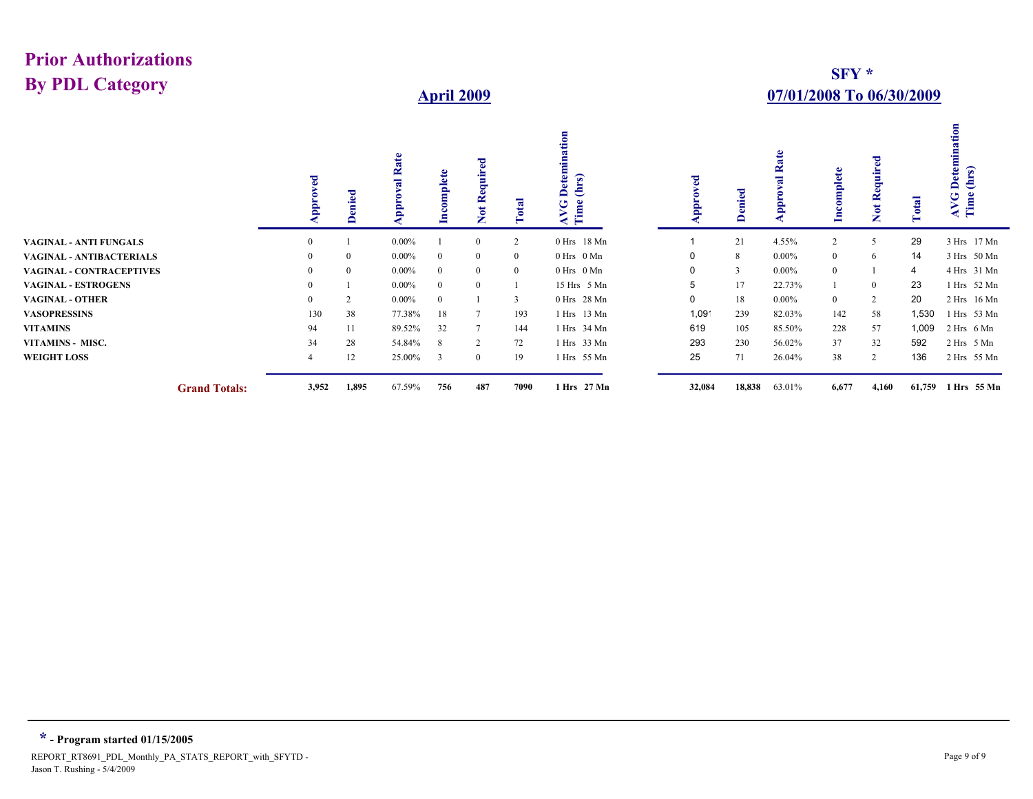# Prior Authorizations By PDL Category

| | April 2009 | | | | | | | SFY * 07/01/2008 To 06/30/2009 | | | | | | |
|---|---|---|---|---|---|---|---|---|---|---|---|---|---|---|
| | Approved | Denied | Approval Rate | Incomplete | Not Required | Total | AVG Detemination Time (hrs) | Approved | Denied | Approval Rate | Incomplete | Not Required | Total | AVG Detemination Time (hrs) |
| VAGINAL - ANTI FUNGALS | 0 | 1 | 0.00% | 1 | 0 | 2 | 0 Hrs 18 Mn | 1 | 21 | 4.55% | 2 | 5 | 29 | 3 Hrs 17 Mn |
| VAGINAL - ANTIBACTERIALS | 0 | 0 | 0.00% | 0 | 0 | 0 | 0 Hrs 0 Mn | 0 | 8 | 0.00% | 0 | 6 | 14 | 3 Hrs 50 Mn |
| VAGINAL - CONTRACEPTIVES | 0 | 0 | 0.00% | 0 | 0 | 0 | 0 Hrs 0 Mn | 0 | 3 | 0.00% | 0 | 1 | 4 | 4 Hrs 31 Mn |
| VAGINAL - ESTROGENS | 0 | 1 | 0.00% | 0 | 0 | 1 | 15 Hrs 5 Mn | 5 | 17 | 22.73% | 1 | 0 | 23 | 1 Hrs 52 Mn |
| VAGINAL - OTHER | 0 | 2 | 0.00% | 0 | 1 | 3 | 0 Hrs 28 Mn | 0 | 18 | 0.00% | 0 | 2 | 20 | 2 Hrs 16 Mn |
| VASOPRESSINS | 130 | 38 | 77.38% | 18 | 7 | 193 | 1 Hrs 13 Mn | 1,091 | 239 | 82.03% | 142 | 58 | 1,530 | 1 Hrs 53 Mn |
| VITAMINS | 94 | 11 | 89.52% | 32 | 7 | 144 | 1 Hrs 34 Mn | 619 | 105 | 85.50% | 228 | 57 | 1,009 | 2 Hrs 6 Mn |
| VITAMINS - MISC. | 34 | 28 | 54.84% | 8 | 2 | 72 | 1 Hrs 33 Mn | 293 | 230 | 56.02% | 37 | 32 | 592 | 2 Hrs 5 Mn |
| WEIGHT LOSS | 4 | 12 | 25.00% | 3 | 0 | 19 | 1 Hrs 55 Mn | 25 | 71 | 26.04% | 38 | 2 | 136 | 2 Hrs 55 Mn |
| **Grand Totals:** | **3,952** | **1,895** | 67.59% | **756** | **487** | **7090** | **1 Hrs 27 Mn** | **32,084** | **18,838** | 63.01% | **6,677** | **4,160** | **61,759** | **1 Hrs 55 Mn** |

**\* - Program started 01/15/2005**

REPORT_RT8691_PDL_Monthly_PA_STATS_REPORT_with_SFYTD - 
Jason T. Rushing - 5/4/2009